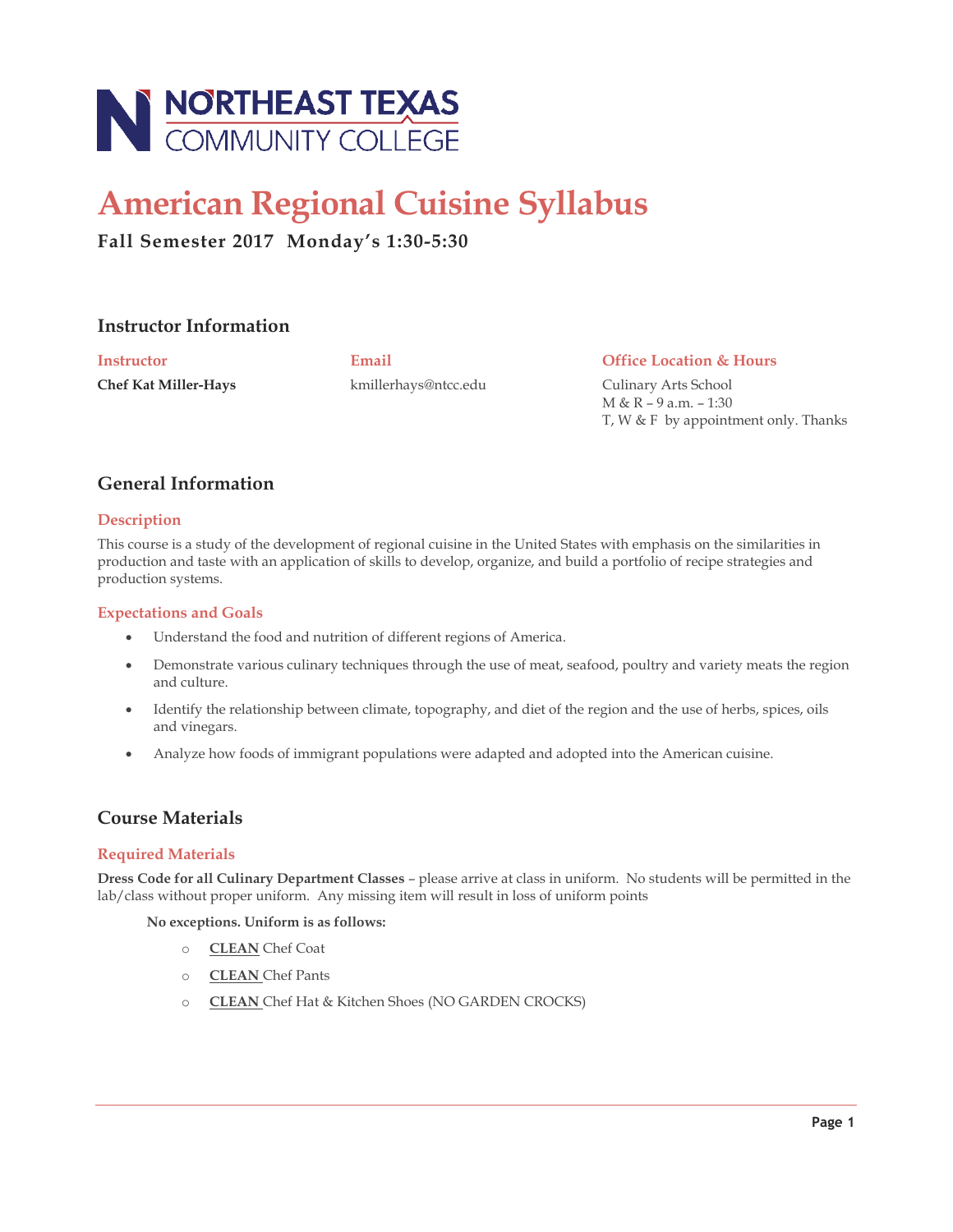NORTHEAST TEXAS COMMUNITY COLLEGE

# American Regional Cuisine Syllabus

**Fall Semester 2017  Monday's 1:30-5:30**

## Instructor Information

| Instructor | Email | Office Location & Hours |
|---|---|---|
| **Chef Kat Miller-Hays** | kmillerhays@ntcc.edu | Culinary Arts School<br>M & R – 9 a.m. – 1:30<br>T, W & F  by appointment only. Thanks |

## General Information

### Description

This course is a study of the development of regional cuisine in the United States with emphasis on the similarities in production and taste with an application of skills to develop, organize, and build a portfolio of recipe strategies and production systems.

### Expectations and Goals

- Understand the food and nutrition of different regions of America.
- Demonstrate various culinary techniques through the use of meat, seafood, poultry and variety meats the region and culture.
- Identify the relationship between climate, topography, and diet of the region and the use of herbs, spices, oils and vinegars.
- Analyze how foods of immigrant populations were adapted and adopted into the American cuisine.

## Course Materials

### Required Materials

**Dress Code for all Culinary Department Classes** – please arrive at class in uniform.  No students will be permitted in the lab/class without proper uniform.  Any missing item will result in loss of uniform points

**No exceptions. Uniform is as follows:**

- **CLEAN** Chef Coat
- **CLEAN** Chef Pants
- **CLEAN** Chef Hat & Kitchen Shoes (NO GARDEN CROCKS)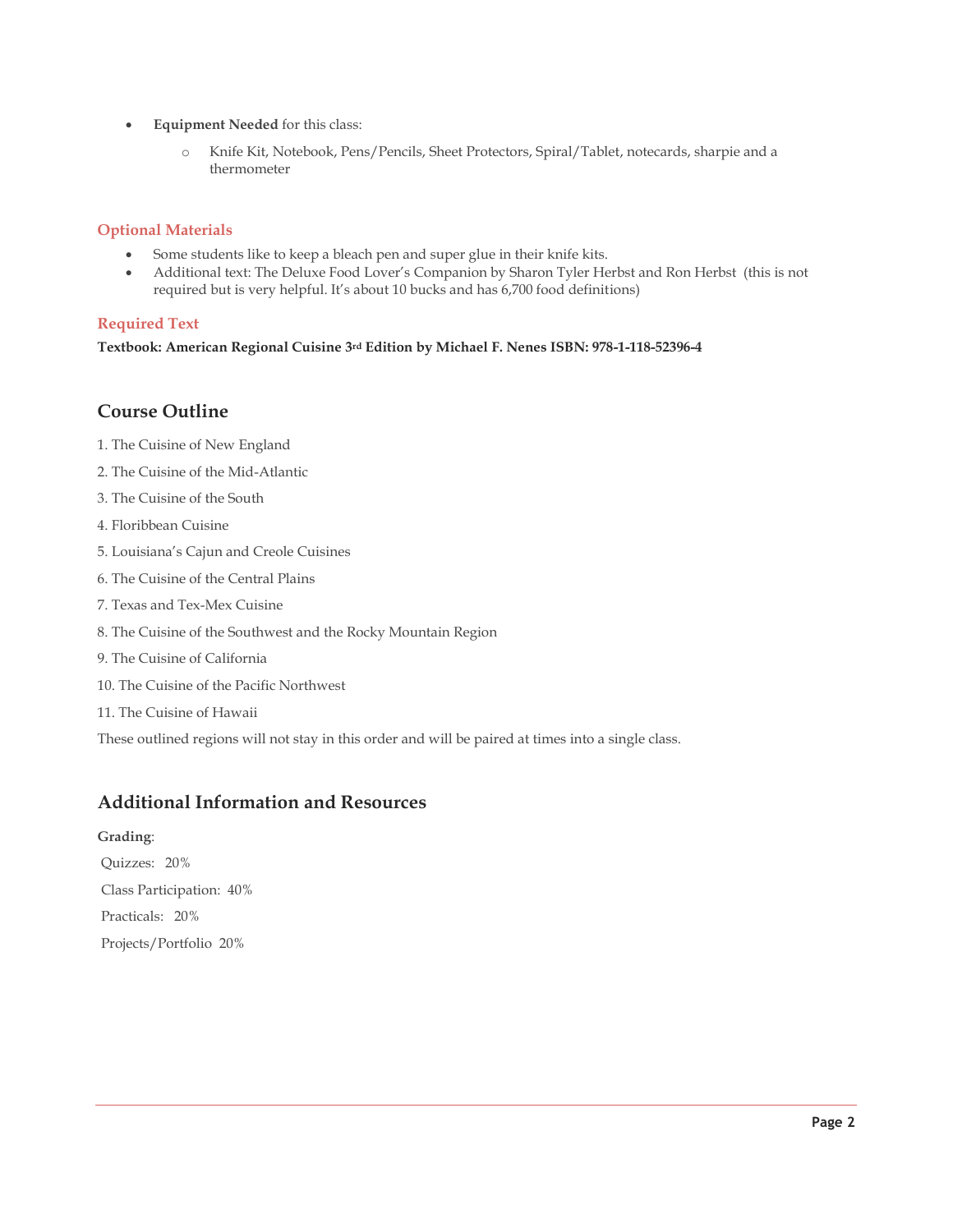- **Equipment Needed** for this class:
  - Knife Kit, Notebook, Pens/Pencils, Sheet Protectors, Spiral/Tablet, notecards, sharpie and a thermometer

### Optional Materials

- Some students like to keep a bleach pen and super glue in their knife kits.
- Additional text: The Deluxe Food Lover's Companion by Sharon Tyler Herbst and Ron Herbst (this is not required but is very helpful. It's about 10 bucks and has 6,700 food definitions)

### Required Text

**Textbook: American Regional Cuisine 3rd Edition by Michael F. Nenes ISBN: 978-1-118-52396-4**

## Course Outline

1. The Cuisine of New England
2. The Cuisine of the Mid-Atlantic
3. The Cuisine of the South
4. Floribbean Cuisine
5. Louisiana's Cajun and Creole Cuisines
6. The Cuisine of the Central Plains
7. Texas and Tex-Mex Cuisine
8. The Cuisine of the Southwest and the Rocky Mountain Region
9. The Cuisine of California
10. The Cuisine of the Pacific Northwest
11. The Cuisine of Hawaii

These outlined regions will not stay in this order and will be paired at times into a single class.

## Additional Information and Resources

**Grading**:

Quizzes: 20%

Class Participation: 40%

Practicals: 20%

Projects/Portfolio 20%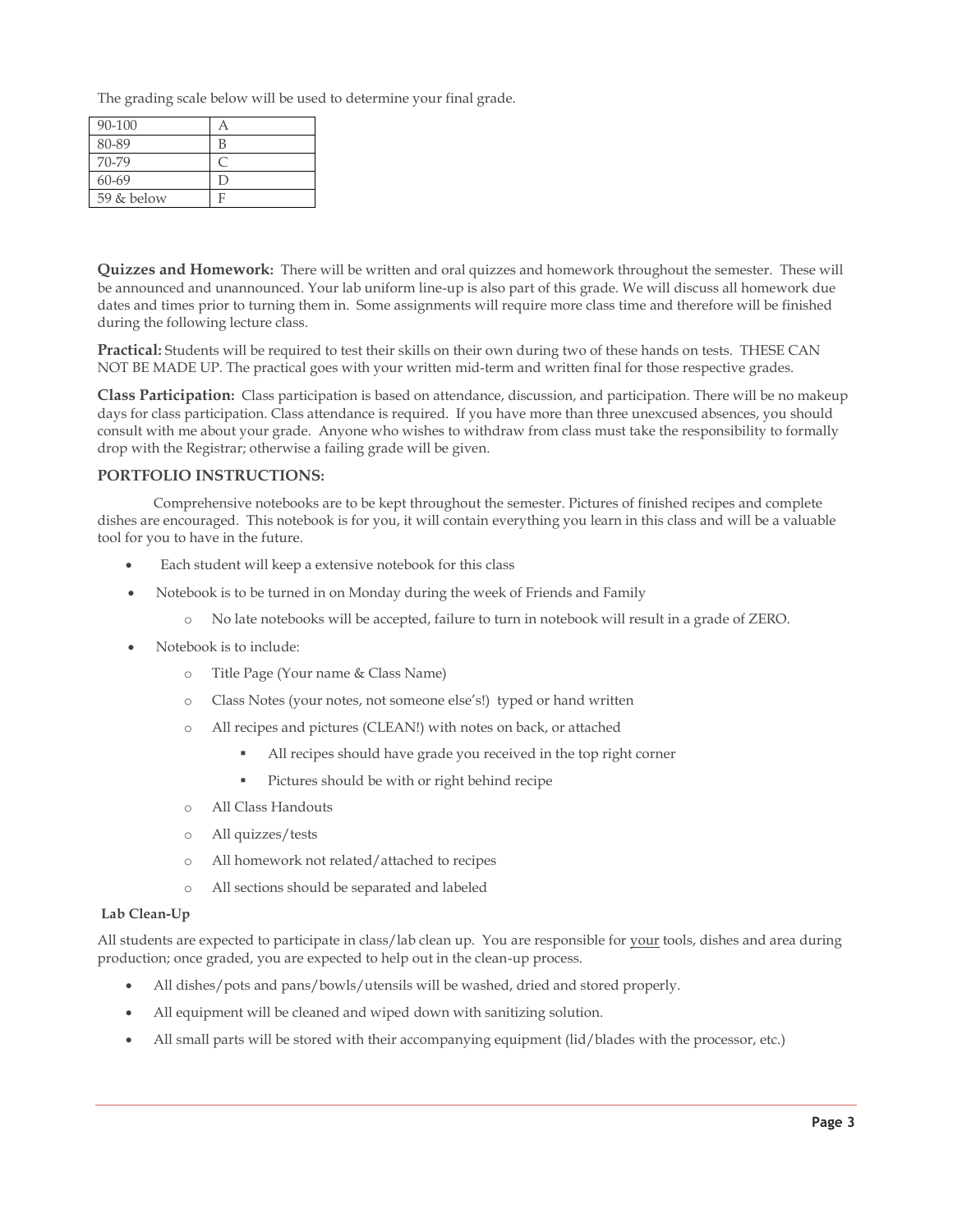The grading scale below will be used to determine your final grade.

| | |
|---|---|
| 90-100 | A |
| 80-89 | B |
| 70-79 | C |
| 60-69 | D |
| 59 & below | F |

**Quizzes and Homework:** There will be written and oral quizzes and homework throughout the semester. These will be announced and unannounced. Your lab uniform line-up is also part of this grade. We will discuss all homework due dates and times prior to turning them in. Some assignments will require more class time and therefore will be finished during the following lecture class.

**Practical:** Students will be required to test their skills on their own during two of these hands on tests. THESE CAN NOT BE MADE UP. The practical goes with your written mid-term and written final for those respective grades.

**Class Participation:** Class participation is based on attendance, discussion, and participation. There will be no makeup days for class participation. Class attendance is required. If you have more than three unexcused absences, you should consult with me about your grade. Anyone who wishes to withdraw from class must take the responsibility to formally drop with the Registrar; otherwise a failing grade will be given.

**PORTFOLIO INSTRUCTIONS:**

Comprehensive notebooks are to be kept throughout the semester. Pictures of finished recipes and complete dishes are encouraged. This notebook is for you, it will contain everything you learn in this class and will be a valuable tool for you to have in the future.

- Each student will keep a extensive notebook for this class
- Notebook is to be turned in on Monday during the week of Friends and Family
  - No late notebooks will be accepted, failure to turn in notebook will result in a grade of ZERO.
- Notebook is to include:
  - Title Page (Your name & Class Name)
  - Class Notes (your notes, not someone else's!) typed or hand written
  - All recipes and pictures (CLEAN!) with notes on back, or attached
    - All recipes should have grade you received in the top right corner
    - Pictures should be with or right behind recipe
  - All Class Handouts
  - All quizzes/tests
  - All homework not related/attached to recipes
  - All sections should be separated and labeled

**Lab Clean-Up**

All students are expected to participate in class/lab clean up. You are responsible for <u>your</u> tools, dishes and area during production; once graded, you are expected to help out in the clean-up process.

- All dishes/pots and pans/bowls/utensils will be washed, dried and stored properly.
- All equipment will be cleaned and wiped down with sanitizing solution.
- All small parts will be stored with their accompanying equipment (lid/blades with the processor, etc.)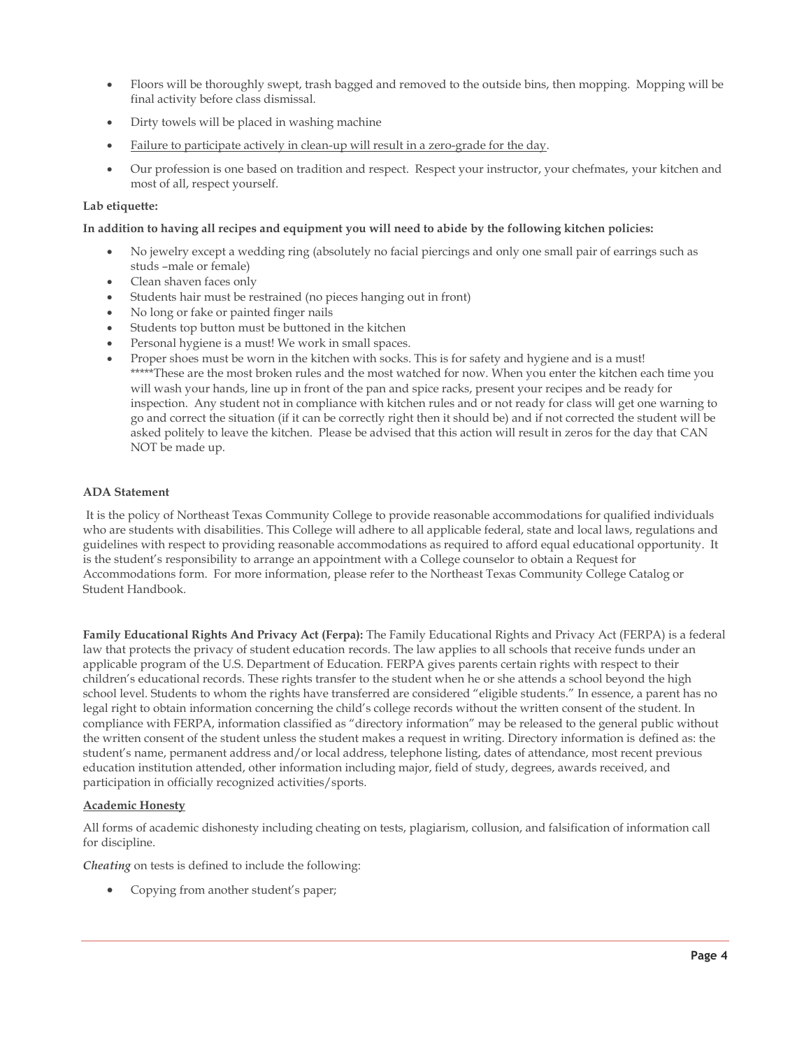- Floors will be thoroughly swept, trash bagged and removed to the outside bins, then mopping. Mopping will be final activity before class dismissal.
- Dirty towels will be placed in washing machine
- <u>Failure to participate actively in clean-up will result in a zero-grade for the day</u>.
- Our profession is one based on tradition and respect. Respect your instructor, your chefmates, your kitchen and most of all, respect yourself.

**Lab etiquette:**

**In addition to having all recipes and equipment you will need to abide by the following kitchen policies:**

- No jewelry except a wedding ring (absolutely no facial piercings and only one small pair of earrings such as studs –male or female)
- Clean shaven faces only
- Students hair must be restrained (no pieces hanging out in front)
- No long or fake or painted finger nails
- Students top button must be buttoned in the kitchen
- Personal hygiene is a must! We work in small spaces.
- Proper shoes must be worn in the kitchen with socks. This is for safety and hygiene and is a must! *****These are the most broken rules and the most watched for now. When you enter the kitchen each time you will wash your hands, line up in front of the pan and spice racks, present your recipes and be ready for inspection. Any student not in compliance with kitchen rules and or not ready for class will get one warning to go and correct the situation (if it can be correctly right then it should be) and if not corrected the student will be asked politely to leave the kitchen. Please be advised that this action will result in zeros for the day that CAN NOT be made up.

**ADA Statement**

It is the policy of Northeast Texas Community College to provide reasonable accommodations for qualified individuals who are students with disabilities. This College will adhere to all applicable federal, state and local laws, regulations and guidelines with respect to providing reasonable accommodations as required to afford equal educational opportunity. It is the student's responsibility to arrange an appointment with a College counselor to obtain a Request for Accommodations form. For more information, please refer to the Northeast Texas Community College Catalog or Student Handbook.

**Family Educational Rights And Privacy Act (Ferpa):** The Family Educational Rights and Privacy Act (FERPA) is a federal law that protects the privacy of student education records. The law applies to all schools that receive funds under an applicable program of the U.S. Department of Education. FERPA gives parents certain rights with respect to their children's educational records. These rights transfer to the student when he or she attends a school beyond the high school level. Students to whom the rights have transferred are considered "eligible students." In essence, a parent has no legal right to obtain information concerning the child's college records without the written consent of the student. In compliance with FERPA, information classified as "directory information" may be released to the general public without the written consent of the student unless the student makes a request in writing. Directory information is defined as: the student's name, permanent address and/or local address, telephone listing, dates of attendance, most recent previous education institution attended, other information including major, field of study, degrees, awards received, and participation in officially recognized activities/sports.

**<u>Academic Honesty</u>**

All forms of academic dishonesty including cheating on tests, plagiarism, collusion, and falsification of information call for discipline.

***Cheating*** on tests is defined to include the following:

- Copying from another student's paper;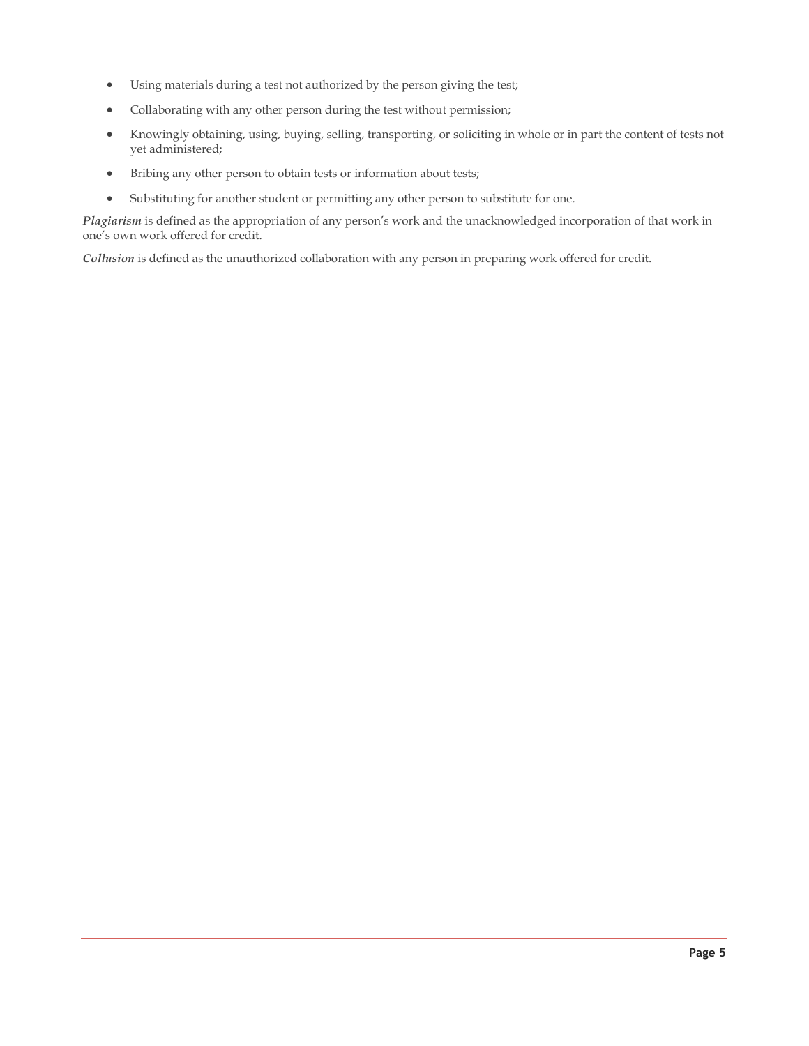- Using materials during a test not authorized by the person giving the test;
- Collaborating with any other person during the test without permission;
- Knowingly obtaining, using, buying, selling, transporting, or soliciting in whole or in part the content of tests not yet administered;
- Bribing any other person to obtain tests or information about tests;
- Substituting for another student or permitting any other person to substitute for one.

***Plagiarism*** is defined as the appropriation of any person's work and the unacknowledged incorporation of that work in one's own work offered for credit.

***Collusion*** is defined as the unauthorized collaboration with any person in preparing work offered for credit.